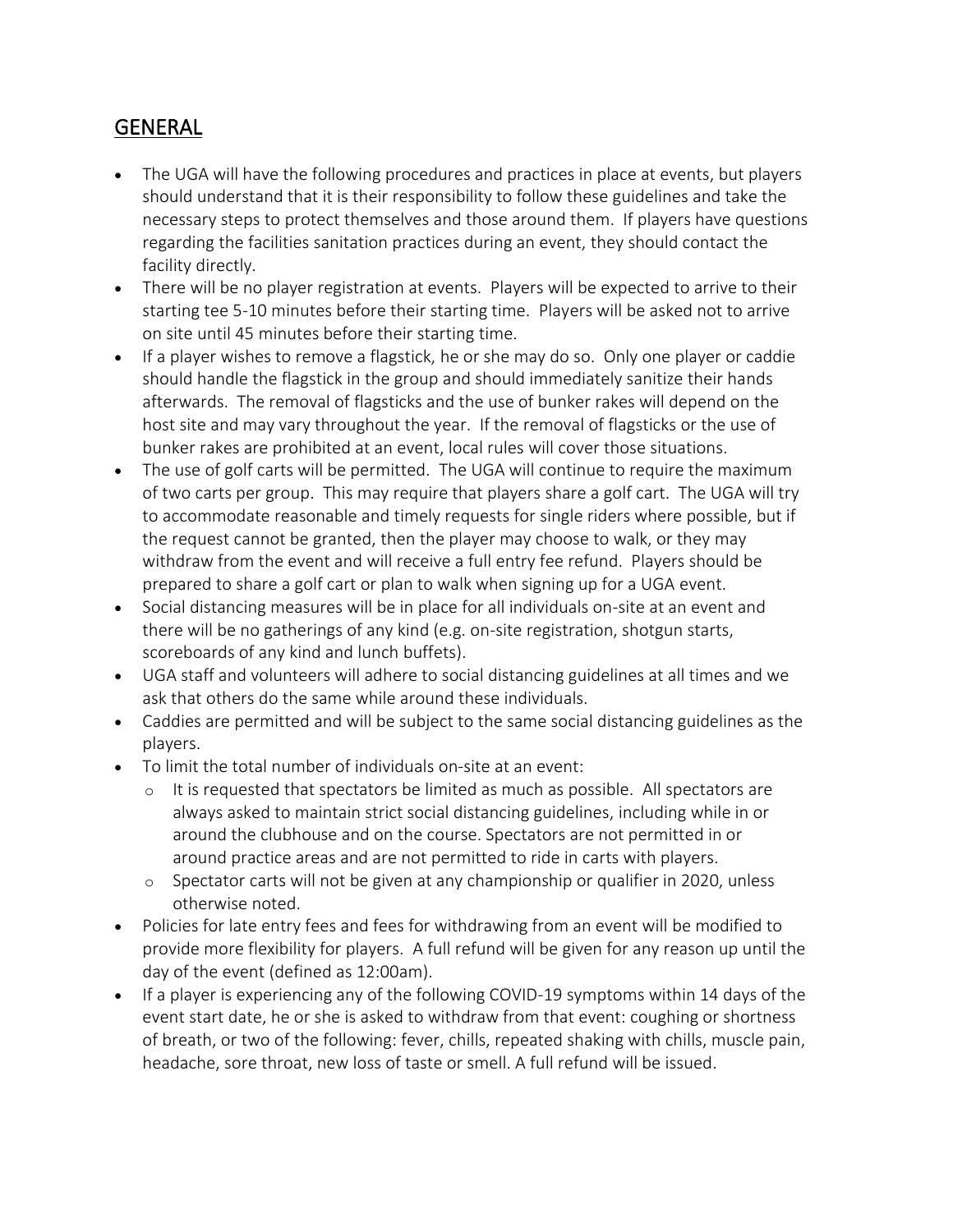## GENERAL

- The UGA will have the following procedures and practices in place at events, but players should understand that it is their responsibility to follow these guidelines and take the necessary steps to protect themselves and those around them. If players have questions regarding the facilities sanitation practices during an event, they should contact the facility directly.
- There will be no player registration at events. Players will be expected to arrive to their starting tee 5-10 minutes before their starting time. Players will be asked not to arrive on site until 45 minutes before their starting time.
- If a player wishes to remove a flagstick, he or she may do so. Only one player or caddie should handle the flagstick in the group and should immediately sanitize their hands afterwards. The removal of flagsticks and the use of bunker rakes will depend on the host site and may vary throughout the year. If the removal of flagsticks or the use of bunker rakes are prohibited at an event, local rules will cover those situations.
- The use of golf carts will be permitted. The UGA will continue to require the maximum of two carts per group. This may require that players share a golf cart. The UGA will try to accommodate reasonable and timely requests for single riders where possible, but if the request cannot be granted, then the player may choose to walk, or they may withdraw from the event and will receive a full entry fee refund. Players should be prepared to share a golf cart or plan to walk when signing up for a UGA event.
- Social distancing measures will be in place for all individuals on-site at an event and there will be no gatherings of any kind (e.g. on-site registration, shotgun starts, scoreboards of any kind and lunch buffets).
- UGA staff and volunteers will adhere to social distancing guidelines at all times and we ask that others do the same while around these individuals.
- Caddies are permitted and will be subject to the same social distancing guidelines as the players.
- To limit the total number of individuals on-site at an event:
  - It is requested that spectators be limited as much as possible. All spectators are always asked to maintain strict social distancing guidelines, including while in or around the clubhouse and on the course. Spectators are not permitted in or around practice areas and are not permitted to ride in carts with players.
  - Spectator carts will not be given at any championship or qualifier in 2020, unless otherwise noted.
- Policies for late entry fees and fees for withdrawing from an event will be modified to provide more flexibility for players. A full refund will be given for any reason up until the day of the event (defined as 12:00am).
- If a player is experiencing any of the following COVID-19 symptoms within 14 days of the event start date, he or she is asked to withdraw from that event: coughing or shortness of breath, or two of the following: fever, chills, repeated shaking with chills, muscle pain, headache, sore throat, new loss of taste or smell. A full refund will be issued.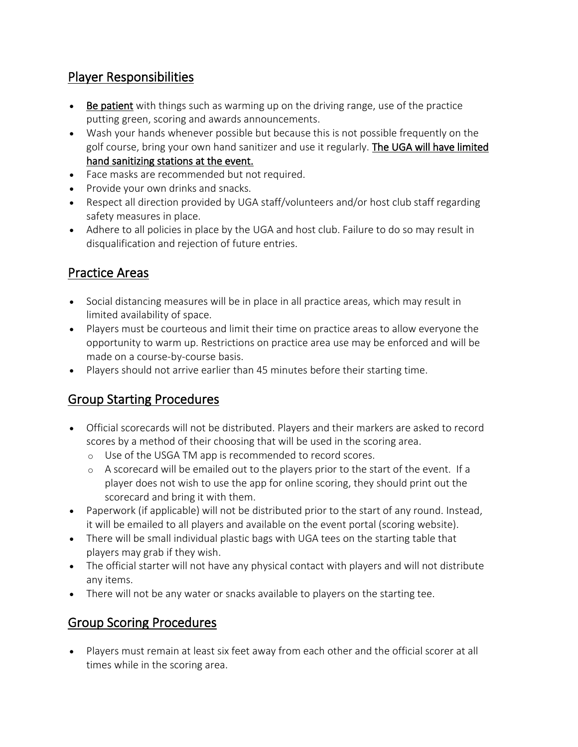## Player Responsibilities

- **Be patient** with things such as warming up on the driving range, use of the practice putting green, scoring and awards announcements.
- Wash your hands whenever possible but because this is not possible frequently on the golf course, bring your own hand sanitizer and use it regularly. **The UGA will have limited hand sanitizing stations at the event.**
- Face masks are recommended but not required.
- Provide your own drinks and snacks.
- Respect all direction provided by UGA staff/volunteers and/or host club staff regarding safety measures in place.
- Adhere to all policies in place by the UGA and host club. Failure to do so may result in disqualification and rejection of future entries.

## Practice Areas

- Social distancing measures will be in place in all practice areas, which may result in limited availability of space.
- Players must be courteous and limit their time on practice areas to allow everyone the opportunity to warm up. Restrictions on practice area use may be enforced and will be made on a course-by-course basis.
- Players should not arrive earlier than 45 minutes before their starting time.

## Group Starting Procedures

- Official scorecards will not be distributed. Players and their markers are asked to record scores by a method of their choosing that will be used in the scoring area.
  - Use of the USGA TM app is recommended to record scores.
  - A scorecard will be emailed out to the players prior to the start of the event. If a player does not wish to use the app for online scoring, they should print out the scorecard and bring it with them.
- Paperwork (if applicable) will not be distributed prior to the start of any round. Instead, it will be emailed to all players and available on the event portal (scoring website).
- There will be small individual plastic bags with UGA tees on the starting table that players may grab if they wish.
- The official starter will not have any physical contact with players and will not distribute any items.
- There will not be any water or snacks available to players on the starting tee.

## Group Scoring Procedures

- Players must remain at least six feet away from each other and the official scorer at all times while in the scoring area.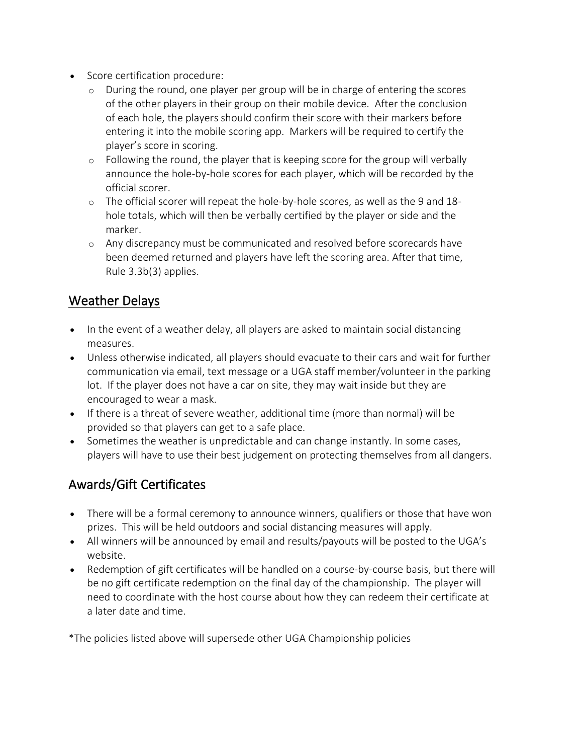- Score certification procedure:
  - During the round, one player per group will be in charge of entering the scores of the other players in their group on their mobile device. After the conclusion of each hole, the players should confirm their score with their markers before entering it into the mobile scoring app. Markers will be required to certify the player's score in scoring.
  - Following the round, the player that is keeping score for the group will verbally announce the hole-by-hole scores for each player, which will be recorded by the official scorer.
  - The official scorer will repeat the hole-by-hole scores, as well as the 9 and 18-hole totals, which will then be verbally certified by the player or side and the marker.
  - Any discrepancy must be communicated and resolved before scorecards have been deemed returned and players have left the scoring area. After that time, Rule 3.3b(3) applies.

## Weather Delays

- In the event of a weather delay, all players are asked to maintain social distancing measures.
- Unless otherwise indicated, all players should evacuate to their cars and wait for further communication via email, text message or a UGA staff member/volunteer in the parking lot. If the player does not have a car on site, they may wait inside but they are encouraged to wear a mask.
- If there is a threat of severe weather, additional time (more than normal) will be provided so that players can get to a safe place.
- Sometimes the weather is unpredictable and can change instantly. In some cases, players will have to use their best judgement on protecting themselves from all dangers.

## Awards/Gift Certificates

- There will be a formal ceremony to announce winners, qualifiers or those that have won prizes. This will be held outdoors and social distancing measures will apply.
- All winners will be announced by email and results/payouts will be posted to the UGA's website.
- Redemption of gift certificates will be handled on a course-by-course basis, but there will be no gift certificate redemption on the final day of the championship. The player will need to coordinate with the host course about how they can redeem their certificate at a later date and time.

*The policies listed above will supersede other UGA Championship policies